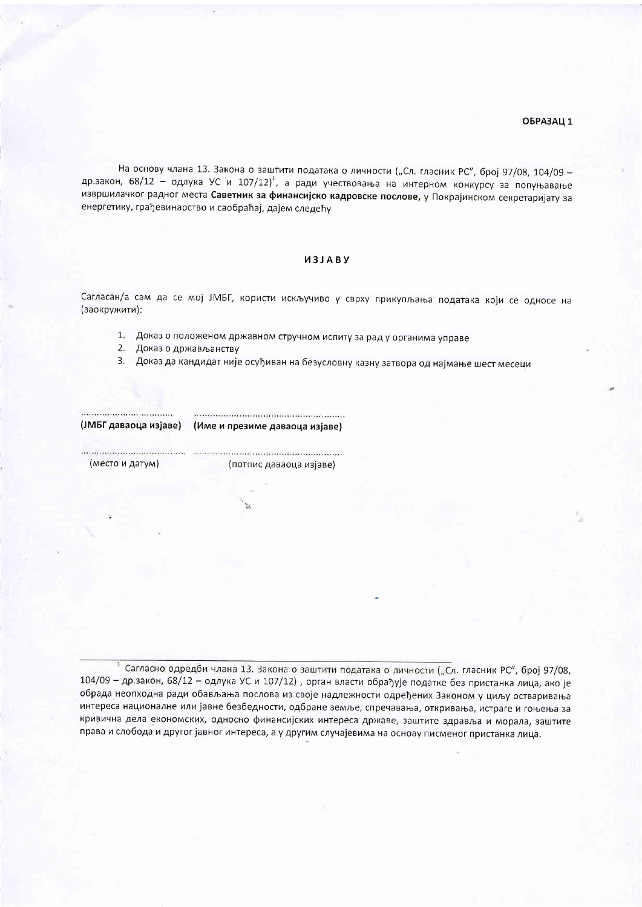**ОБРАЗАЦ 1**

На основу члана 13. Закона о заштити података о личности („Сл. гласник РС", број 97/08, 104/09 – др.закон, 68/12 – одлука УС и 107/12)[1], а ради учествовања на интерном конкурсу за попуњавање извршилачког радног места **Саветник за финансијско кадровске послове,** у Покрајинском секретаријату за енергетику, грађевинарство и саобраћај, дајем следећу

## ИЗЈАВУ

Сагласан/а сам да се мој ЈМБГ, користи искључиво у сврху прикупљања података који се односе на (заокружити):

1. Доказ о положеном државном стручном испиту за рад у органима управе
2. Доказ о држављанству
3. Доказ да кандидат није осуђиван на безусловну казну затвора од најмање шест месеци

| ................................ | ...................................................... |
|---|---|
| **(ЈМБГ даваоца изјаве)** | **(Име и презиме даваоца изјаве)** |
| ...................................... | ...................................................... |
| (место и датум) | (потпис даваоца изјаве) |

---

[1] Сагласно одредби члана 13. Закона о заштити података о личности („Сл. гласник РС", број 97/08, 104/09 – др.закон, 68/12 – одлука УС и 107/12) , орган власти обрађује податке без пристанка лица, ако је обрада неопходна ради обављања послова из своје надлежности одређених Законом у циљу остваривања интереса националне или јавне безбедности, одбране земље, спречавања, откривања, истраге и гоњења за кривична дела економских, односно финансијских интереса државе, заштите здравља и морала, заштите права и слобода и другог јавног интереса, а у другим случајевима на основу писменог пристанка лица.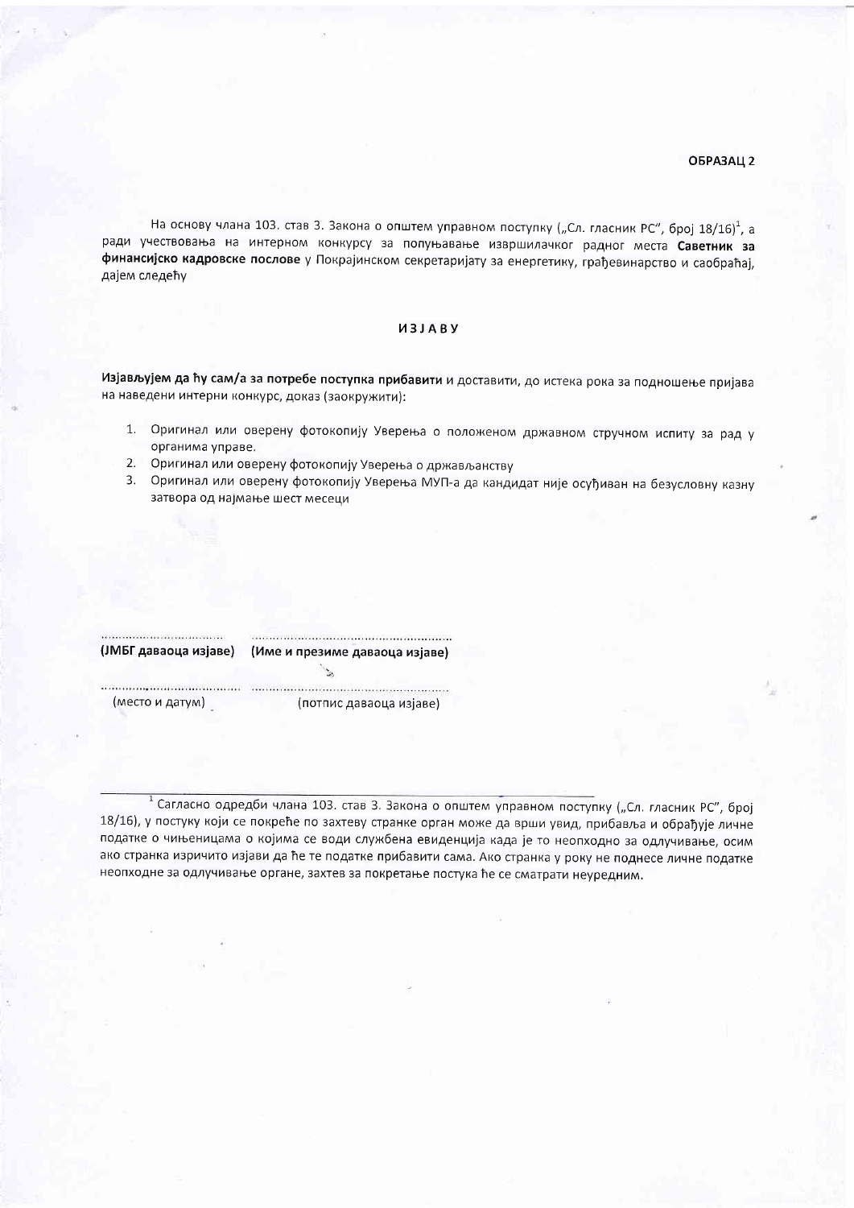**ОБРАЗАЦ 2**

На основу члана 103. став 3. Закона о општем управном поступку („Сл. гласник РС", број 18/16)[1], а ради учествовања на интерном конкурсу за попуњавање извршилачког радног места **Саветник за финансијско кадровске послове** у Покрајинском секретаријату за енергетику, грађевинарство и саобраћај, дајем следећу

## ИЗЈАВУ

**Изјављујем да ћу сам/а за потребе поступка прибавити** и доставити, до истека рока за подношење пријава на наведени интерни конкурс, доказ (заокружити):

1. Оригинал или оверену фотокопију Уверења о положеном државном стручном испиту за рад у органима управе.
2. Оригинал или оверену фотокопију Уверења о држављанству
3. Оригинал или оверену фотокопију Уверења МУП-а да кандидат није осуђиван на безусловну казну затвора од најмање шест месеци

.................................. ..........................................................

**(ЈМБГ даваоца изјаве)** **(Име и презиме даваоца изјаве)**

.................................. ..........................................................

(место и датум) (потпис даваоца изјаве)

---

[1] Сагласно одредби члана 103. став 3. Закона о општем управном поступку („Сл. гласник РС", број 18/16), у постуку који се покреће по захтеву странке орган може да врши увид, прибавља и обрађује личне податке о чињеницама о којима се води службена евиденција када је то неопходно за одлучивање, осим ако странка изричито изјави да ће те податке прибавити сама. Ако странка у року не поднесе личне податке неопходне за одлучивање органе, захтев за покретање постука ће се сматрати неуредним.